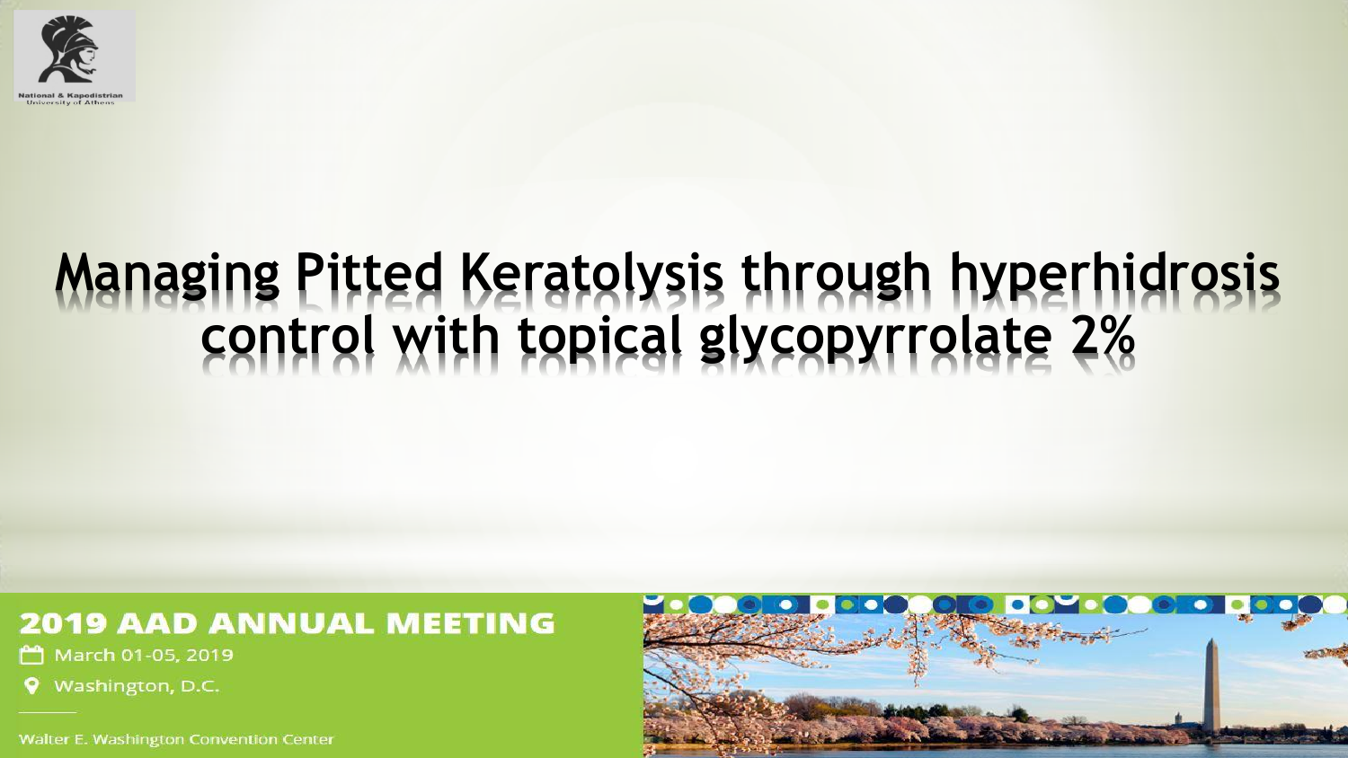National & Kapodistrian University of Athens

# Managing Pitted Keratolysis through hyperhidrosis control with topical glycopyrrolate 2%

**2019 AAD ANNUAL MEETING**

March 01-05, 2019

Washington, D.C.

Walter E. Washington Convention Center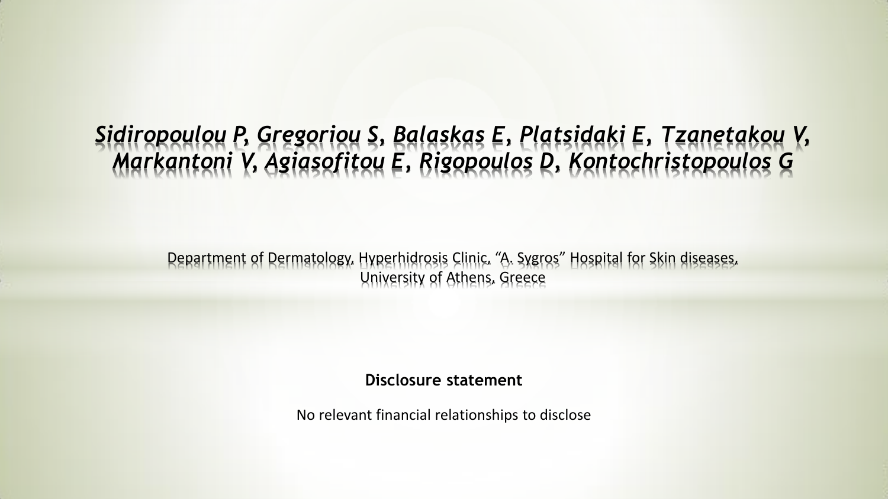*Sidiropoulou P, Gregoriou S, Balaskas E, Platsidaki E, Tzanetakou V, Markantoni V, Agiasofitou E, Rigopoulos D, Kontochristopoulos G*

Department of Dermatology, Hyperhidrosis Clinic, "A. Sygros" Hospital for Skin diseases, University of Athens, Greece

**Disclosure statement**

No relevant financial relationships to disclose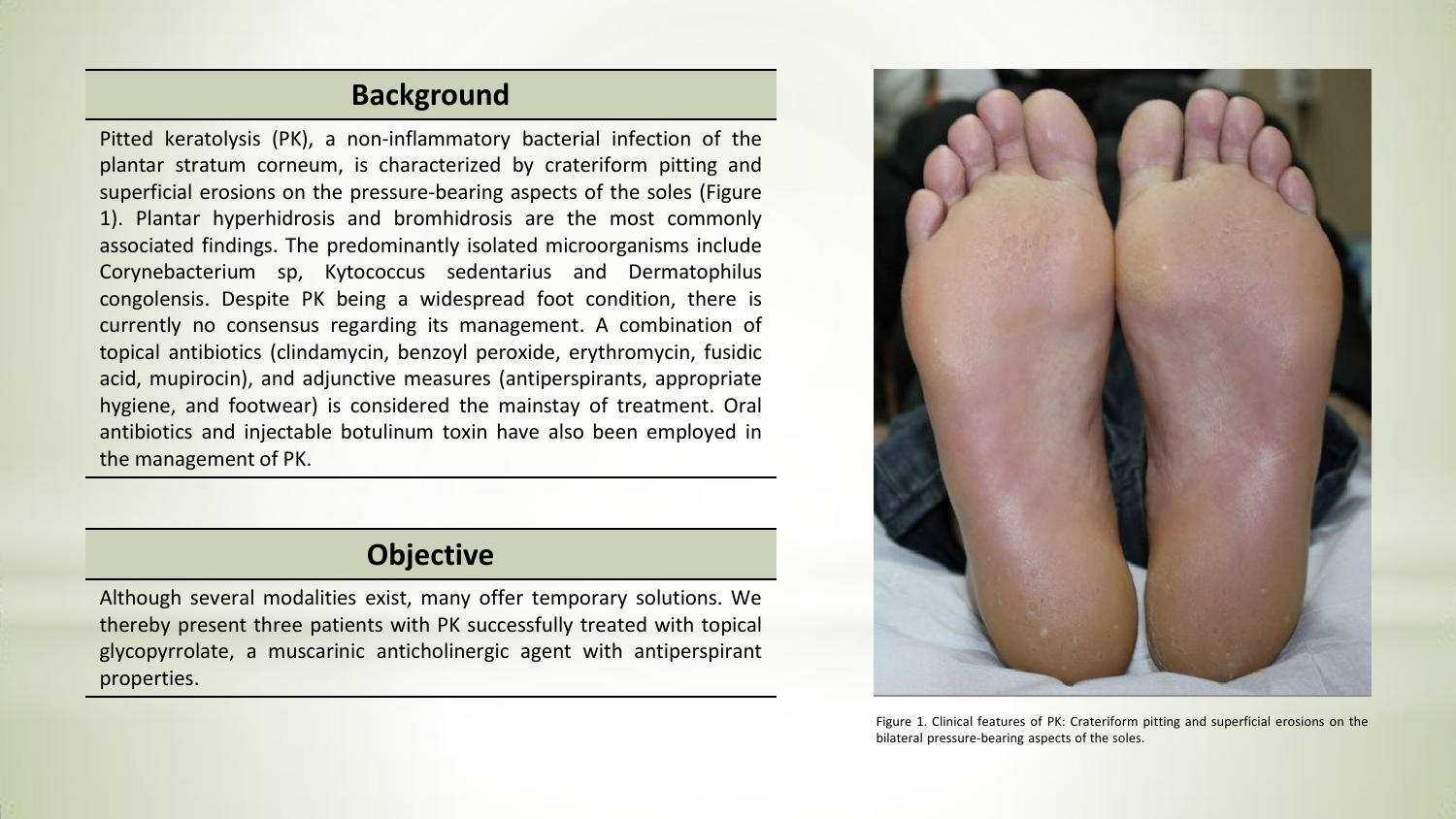## Background

Pitted keratolysis (PK), a non-inflammatory bacterial infection of the plantar stratum corneum, is characterized by crateriform pitting and superficial erosions on the pressure-bearing aspects of the soles (Figure 1). Plantar hyperhidrosis and bromhidrosis are the most commonly associated findings. The predominantly isolated microorganisms include Corynebacterium sp, Kytococcus sedentarius and Dermatophilus congolensis. Despite PK being a widespread foot condition, there is currently no consensus regarding its management. A combination of topical antibiotics (clindamycin, benzoyl peroxide, erythromycin, fusidic acid, mupirocin), and adjunctive measures (antiperspirants, appropriate hygiene, and footwear) is considered the mainstay of treatment. Oral antibiotics and injectable botulinum toxin have also been employed in the management of PK.

## Objective

Although several modalities exist, many offer temporary solutions. We thereby present three patients with PK successfully treated with topical glycopyrrolate, a muscarinic anticholinergic agent with antiperspirant properties.

Figure 1. Clinical features of PK: Crateriform pitting and superficial erosions on the bilateral pressure-bearing aspects of the soles.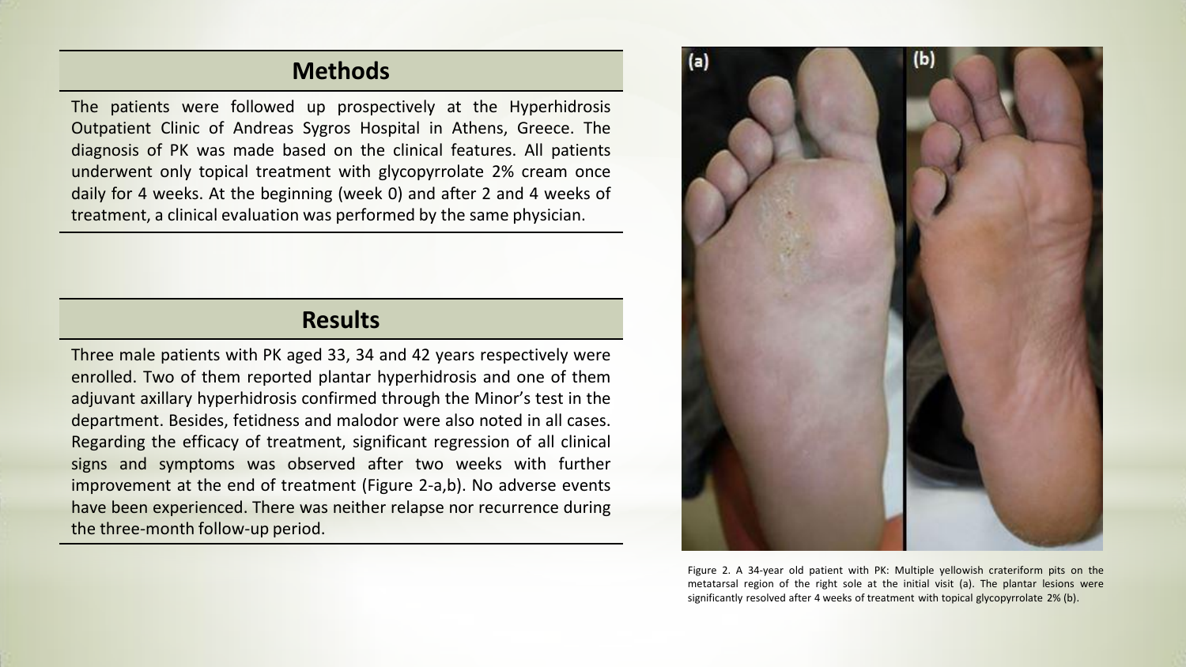## Methods

The patients were followed up prospectively at the Hyperhidrosis Outpatient Clinic of Andreas Sygros Hospital in Athens, Greece. The diagnosis of PK was made based on the clinical features. All patients underwent only topical treatment with glycopyrrolate 2% cream once daily for 4 weeks. At the beginning (week 0) and after 2 and 4 weeks of treatment, a clinical evaluation was performed by the same physician.

## Results

Three male patients with PK aged 33, 34 and 42 years respectively were enrolled. Two of them reported plantar hyperhidrosis and one of them adjuvant axillary hyperhidrosis confirmed through the Minor's test in the department. Besides, fetidness and malodor were also noted in all cases. Regarding the efficacy of treatment, significant regression of all clinical signs and symptoms was observed after two weeks with further improvement at the end of treatment (Figure 2-a,b). No adverse events have been experienced. There was neither relapse nor recurrence during the three-month follow-up period.

Figure 2. A 34-year old patient with PK: Multiple yellowish crateriform pits on the metatarsal region of the right sole at the initial visit (a). The plantar lesions were significantly resolved after 4 weeks of treatment with topical glycopyrrolate 2% (b).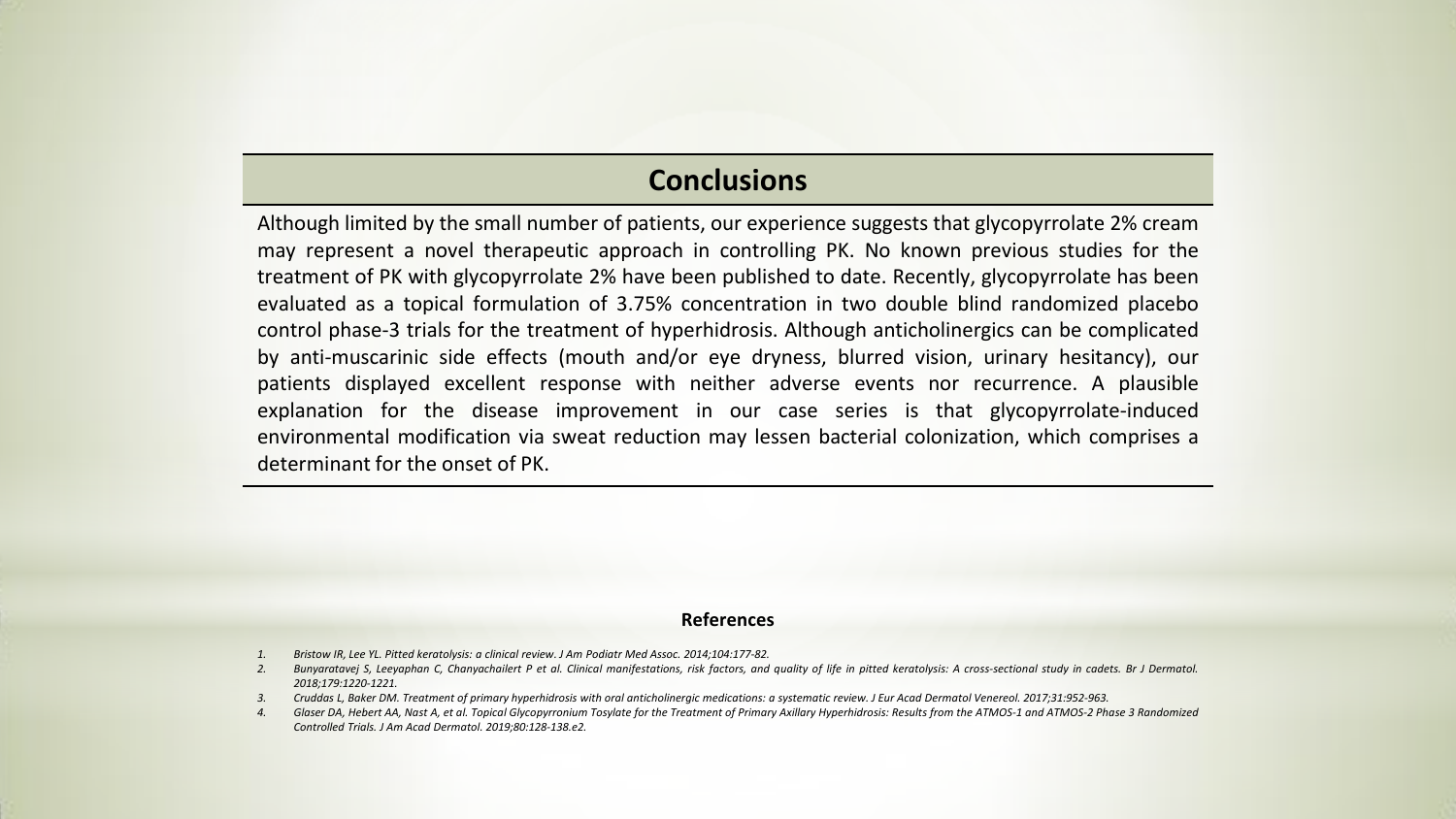## Conclusions

Although limited by the small number of patients, our experience suggests that glycopyrrolate 2% cream may represent a novel therapeutic approach in controlling PK. No known previous studies for the treatment of PK with glycopyrrolate 2% have been published to date. Recently, glycopyrrolate has been evaluated as a topical formulation of 3.75% concentration in two double blind randomized placebo control phase-3 trials for the treatment of hyperhidrosis. Although anticholinergics can be complicated by anti-muscarinic side effects (mouth and/or eye dryness, blurred vision, urinary hesitancy), our patients displayed excellent response with neither adverse events nor recurrence. A plausible explanation for the disease improvement in our case series is that glycopyrrolate-induced environmental modification via sweat reduction may lessen bacterial colonization, which comprises a determinant for the onset of PK.

### References

1. *Bristow IR, Lee YL. Pitted keratolysis: a clinical review. J Am Podiatr Med Assoc. 2014;104:177-82.*
2. *Bunyaratavej S, Leeyaphan C, Chanyachailert P et al. Clinical manifestations, risk factors, and quality of life in pitted keratolysis: A cross-sectional study in cadets. Br J Dermatol. 2018;179:1220-1221.*
3. *Cruddas L, Baker DM. Treatment of primary hyperhidrosis with oral anticholinergic medications: a systematic review. J Eur Acad Dermatol Venereol. 2017;31:952-963.*
4. *Glaser DA, Hebert AA, Nast A, et al. Topical Glycopyrronium Tosylate for the Treatment of Primary Axillary Hyperhidrosis: Results from the ATMOS-1 and ATMOS-2 Phase 3 Randomized Controlled Trials. J Am Acad Dermatol. 2019;80:128-138.e2.*